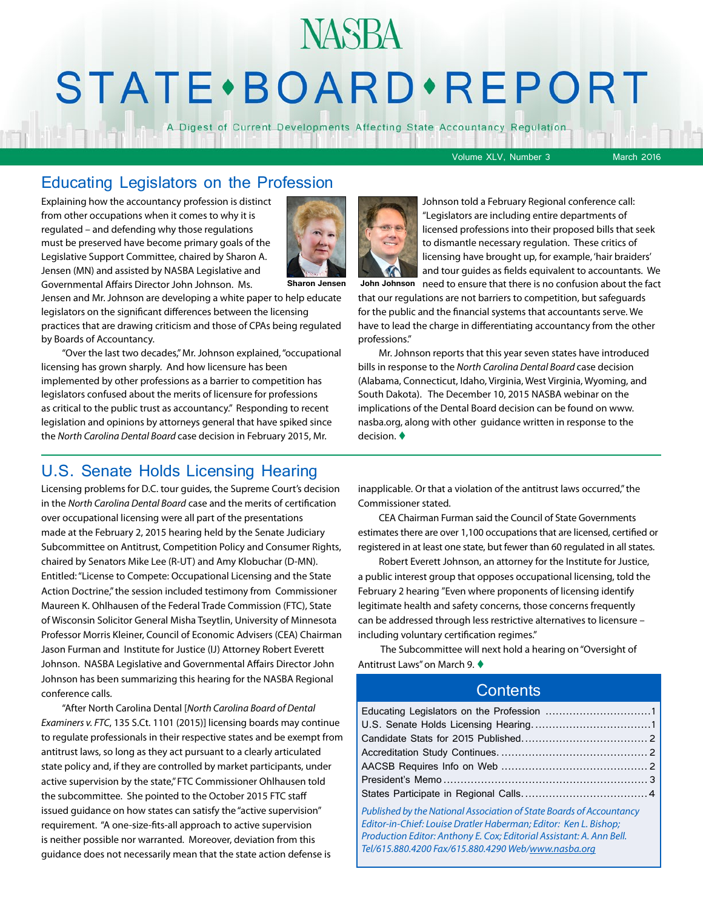# NASBA STATE • BOARD • REPORT

A Digest of Current Developments Affecting State Accountancy Regulation

Volume XLV, Number 3 — March 2016

## Educating Legislators on the Profession

Explaining how the accountancy profession is distinct from other occupations when it comes to why it is regulated – and defending why those regulations must be preserved have become primary goals of the Legislative Support Committee, chaired by Sharon A. Jensen (MN) and assisted by NASBA Legislative and Governmental Affairs Director John Johnson. Ms. Jensen and Mr. Johnson are developing a white paper to help educate legislators on the significant differences between the licensing practices that are drawing criticism and those of CPAs being regulated by Boards of Accountancy.

Sharon Jensen

"Over the last two decades," Mr. Johnson explained, "occupational licensing has grown sharply. And how licensure has been implemented by other professions as a barrier to competition has legislators confused about the merits of licensure for professions as critical to the public trust as accountancy." Responding to recent legislation and opinions by attorneys general that have spiked since the *North Carolina Dental Board* case decision in February 2015, Mr. Johnson told a February Regional conference call: "Legislators are including entire departments of licensed professions into their proposed bills that seek to dismantle necessary regulation. These critics of licensing have brought up, for example, 'hair braiders' and tour guides as fields equivalent to accountants. We need to ensure that there is no confusion about the fact that our regulations are not barriers to competition, but safeguards for the public and the financial systems that accountants serve. We have to lead the charge in differentiating accountancy from the other professions."

John Johnson

Mr. Johnson reports that this year seven states have introduced bills in response to the *North Carolina Dental Board* case decision (Alabama, Connecticut, Idaho, Virginia, West Virginia, Wyoming, and South Dakota). The December 10, 2015 NASBA webinar on the implications of the Dental Board decision can be found on www.nasba.org, along with other guidance written in response to the decision. ♦

## U.S. Senate Holds Licensing Hearing

Licensing problems for D.C. tour guides, the Supreme Court's decision in the *North Carolina Dental Board* case and the merits of certification over occupational licensing were all part of the presentations made at the February 2, 2015 hearing held by the Senate Judiciary Subcommittee on Antitrust, Competition Policy and Consumer Rights, chaired by Senators Mike Lee (R-UT) and Amy Klobuchar (D-MN). Entitled: "License to Compete: Occupational Licensing and the State Action Doctrine," the session included testimony from Commissioner Maureen K. Ohlhausen of the Federal Trade Commission (FTC), State of Wisconsin Solicitor General Misha Tseytlin, University of Minnesota Professor Morris Kleiner, Council of Economic Advisers (CEA) Chairman Jason Furman and Institute for Justice (IJ) Attorney Robert Everett Johnson. NASBA Legislative and Governmental Affairs Director John Johnson has been summarizing this hearing for the NASBA Regional conference calls.

"After North Carolina Dental [*North Carolina Board of Dental Examiners v. FTC*, 135 S.Ct. 1101 (2015)] licensing boards may continue to regulate professionals in their respective states and be exempt from antitrust laws, so long as they act pursuant to a clearly articulated state policy and, if they are controlled by market participants, under active supervision by the state," FTC Commissioner Ohlhausen told the subcommittee. She pointed to the October 2015 FTC staff issued guidance on how states can satisfy the "active supervision" requirement. "A one-size-fits-all approach to active supervision is neither possible nor warranted. Moreover, deviation from this guidance does not necessarily mean that the state action defense is inapplicable. Or that a violation of the antitrust laws occurred," the Commissioner stated.

CEA Chairman Furman said the Council of State Governments estimates there are over 1,100 occupations that are licensed, certified or registered in at least one state, but fewer than 60 regulated in all states.

Robert Everett Johnson, an attorney for the Institute for Justice, a public interest group that opposes occupational licensing, told the February 2 hearing "Even where proponents of licensing identify legitimate health and safety concerns, those concerns frequently can be addressed through less restrictive alternatives to licensure – including voluntary certification regimes."

The Subcommittee will next hold a hearing on "Oversight of Antitrust Laws" on March 9. ♦

## Contents

| | |
|---|---|
| Educating Legislators on the Profession | 1 |
| U.S. Senate Holds Licensing Hearing | 1 |
| Candidate Stats for 2015 Published | 2 |
| Accreditation Study Continues | 2 |
| AACSB Requires Info on Web | 2 |
| President's Memo | 3 |
| States Participate in Regional Calls | 4 |

*Published by the National Association of State Boards of Accountancy*
*Editor-in-Chief: Louise Dratler Haberman; Editor: Ken L. Bishop;*
*Production Editor: Anthony E. Cox; Editorial Assistant: A. Ann Bell.*
*Tel/615.880.4200 Fax/615.880.4290 Web/www.nasba.org*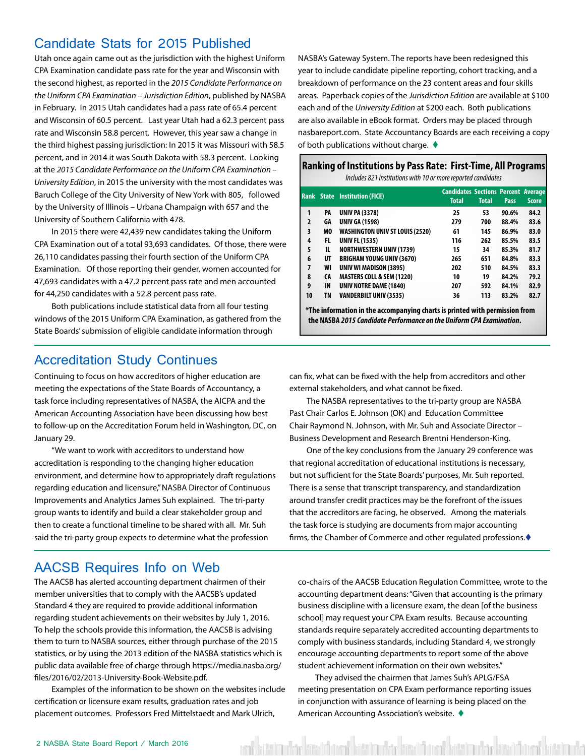## Candidate Stats for 2015 Published

Utah once again came out as the jurisdiction with the highest Uniform CPA Examination candidate pass rate for the year and Wisconsin with the second highest, as reported in the *2015 Candidate Performance on the Uniform CPA Examination – Jurisdiction Edition*, published by NASBA in February. In 2015 Utah candidates had a pass rate of 65.4 percent and Wisconsin of 60.5 percent. Last year Utah had a 62.3 percent pass rate and Wisconsin 58.8 percent. However, this year saw a change in the third highest passing jurisdiction: In 2015 it was Missouri with 58.5 percent, and in 2014 it was South Dakota with 58.3 percent. Looking at the *2015 Candidate Performance on the Uniform CPA Examination – University Edition*, in 2015 the university with the most candidates was Baruch College of the City University of New York with 805, followed by the University of Illinois – Urbana Champaign with 657 and the University of Southern California with 478.

In 2015 there were 42,439 new candidates taking the Uniform CPA Examination out of a total 93,693 candidates. Of those, there were 26,110 candidates passing their fourth section of the Uniform CPA Examination. Of those reporting their gender, women accounted for 47,693 candidates with a 47.2 percent pass rate and men accounted for 44,250 candidates with a 52.8 percent pass rate.

Both publications include statistical data from all four testing windows of the 2015 Uniform CPA Examination, as gathered from the State Boards' submission of eligible candidate information through NASBA's Gateway System. The reports have been redesigned this year to include candidate pipeline reporting, cohort tracking, and a breakdown of performance on the 23 content areas and four skills areas. Paperback copies of the *Jurisdiction Edition* are available at $100 each and of the *University Edition* at $200 each. Both publications are also available in eBook format. Orders may be placed through nasbareport.com. State Accountancy Boards are each receiving a copy of both publications without charge. ♦

**Ranking of Institutions by Pass Rate: First-Time, All Programs**

*Includes 821 institutions with 10 or more reported candidates*

| Rank | State | Institution (FICE) | Candidates Total | Sections Total | Percent Pass | Average Score |
|---|---|---|---|---|---|---|
| 1 | PA | UNIV PA (3378) | 25 | 53 | 90.6% | 84.2 |
| 2 | GA | UNIV GA (1598) | 279 | 700 | 88.4% | 83.6 |
| 3 | MO | WASHINGTON UNIV ST LOUIS (2520) | 61 | 145 | 86.9% | 83.0 |
| 4 | FL | UNIV FL (1535) | 116 | 262 | 85.5% | 83.5 |
| 5 | IL | NORTHWESTERN UNIV (1739) | 15 | 34 | 85.3% | 81.7 |
| 6 | UT | BRIGHAM YOUNG UNIV (3670) | 265 | 651 | 84.8% | 83.3 |
| 7 | WI | UNIV WI MADISON (3895) | 202 | 510 | 84.5% | 83.3 |
| 8 | CA | MASTERS COLL & SEM (1220) | 10 | 19 | 84.2% | 79.2 |
| 9 | IN | UNIV NOTRE DAME (1840) | 207 | 592 | 84.1% | 82.9 |
| 10 | TN | VANDERBILT UNIV (3535) | 36 | 113 | 83.2% | 82.7 |

**\*The information in the accompanying charts is printed with permission from the NASBA *2015 Candidate Performance on the Uniform CPA Examination*.**

## Accreditation Study Continues

Continuing to focus on how accreditors of higher education are meeting the expectations of the State Boards of Accountancy, a task force including representatives of NASBA, the AICPA and the American Accounting Association have been discussing how best to follow-up on the Accreditation Forum held in Washington, DC, on January 29.

"We want to work with accreditors to understand how accreditation is responding to the changing higher education environment, and determine how to appropriately draft regulations regarding education and licensure," NASBA Director of Continuous Improvements and Analytics James Suh explained. The tri-party group wants to identify and build a clear stakeholder group and then to create a functional timeline to be shared with all. Mr. Suh said the tri-party group expects to determine what the profession can fix, what can be fixed with the help from accreditors and other external stakeholders, and what cannot be fixed.

The NASBA representatives to the tri-party group are NASBA Past Chair Carlos E. Johnson (OK) and Education Committee Chair Raymond N. Johnson, with Mr. Suh and Associate Director – Business Development and Research Brentni Henderson-King.

One of the key conclusions from the January 29 conference was that regional accreditation of educational institutions is necessary, but not sufficient for the State Boards' purposes, Mr. Suh reported. There is a sense that transcript transparency, and standardization around transfer credit practices may be the forefront of the issues that the accreditors are facing, he observed. Among the materials the task force is studying are documents from major accounting firms, the Chamber of Commerce and other regulated professions.♦

## AACSB Requires Info on Web

The AACSB has alerted accounting department chairmen of their member universities that to comply with the AACSB's updated Standard 4 they are required to provide additional information regarding student achievements on their websites by July 1, 2016. To help the schools provide this information, the AACSB is advising them to turn to NASBA sources, either through purchase of the 2015 statistics, or by using the 2013 edition of the NASBA statistics which is public data available free of charge through https://media.nasba.org/files/2016/02/2013-University-Book-Website.pdf.

Examples of the information to be shown on the websites include certification or licensure exam results, graduation rates and job placement outcomes. Professors Fred Mittelstaedt and Mark Ulrich, co-chairs of the AACSB Education Regulation Committee, wrote to the accounting department deans: "Given that accounting is the primary business discipline with a licensure exam, the dean [of the business school] may request your CPA Exam results. Because accounting standards require separately accredited accounting departments to comply with business standards, including Standard 4, we strongly encourage accounting departments to report some of the above student achievement information on their own websites."

They advised the chairmen that James Suh's APLG/FSA meeting presentation on CPA Exam performance reporting issues in conjunction with assurance of learning is being placed on the American Accounting Association's website. ♦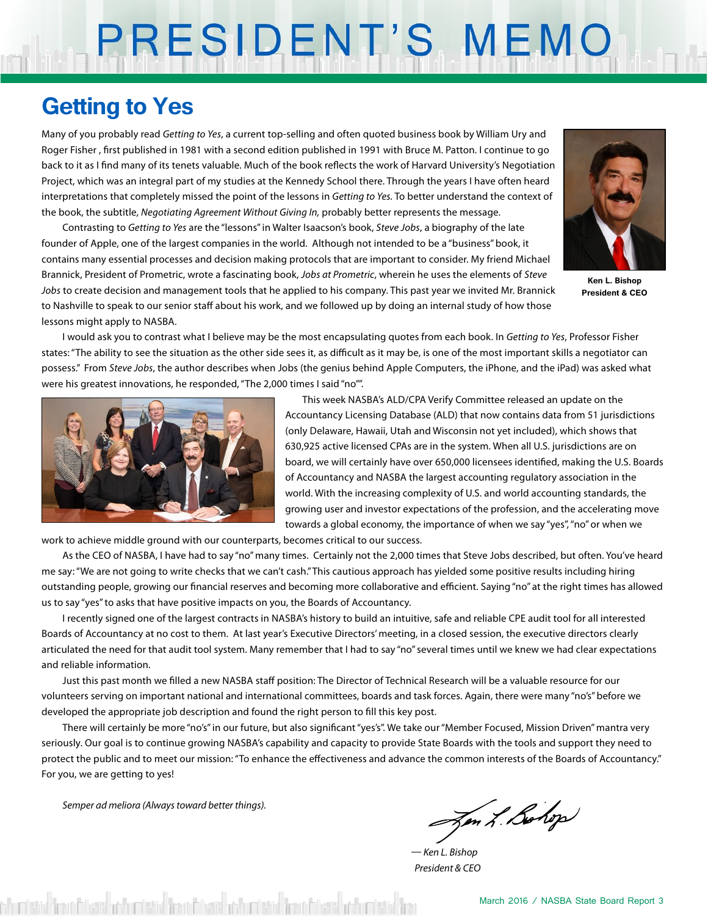# PRESIDENT'S MEMO

## Getting to Yes

Many of you probably read *Getting to Yes*, a current top-selling and often quoted business book by William Ury and Roger Fisher , first published in 1981 with a second edition published in 1991 with Bruce M. Patton. I continue to go back to it as I find many of its tenets valuable. Much of the book reflects the work of Harvard University's Negotiation Project, which was an integral part of my studies at the Kennedy School there. Through the years I have often heard interpretations that completely missed the point of the lessons in *Getting to Yes.* To better understand the context of the book, the subtitle, *Negotiating Agreement Without Giving In,* probably better represents the message.

Ken L. Bishop
President & CEO

Contrasting to *Getting to Yes* are the "lessons" in Walter Isaacson's book, *Steve Jobs*, a biography of the late founder of Apple, one of the largest companies in the world. Although not intended to be a "business" book, it contains many essential processes and decision making protocols that are important to consider. My friend Michael Brannick, President of Prometric, wrote a fascinating book, *Jobs at Prometric*, wherein he uses the elements of *Steve Jobs* to create decision and management tools that he applied to his company. This past year we invited Mr. Brannick to Nashville to speak to our senior staff about his work, and we followed up by doing an internal study of how those lessons might apply to NASBA.

I would ask you to contrast what I believe may be the most encapsulating quotes from each book. In *Getting to Yes*, Professor Fisher states: "The ability to see the situation as the other side sees it, as difficult as it may be, is one of the most important skills a negotiator can possess." From *Steve Jobs*, the author describes when Jobs (the genius behind Apple Computers, the iPhone, and the iPad) was asked what were his greatest innovations, he responded, "The 2,000 times I said "no"".

This week NASBA's ALD/CPA Verify Committee released an update on the Accountancy Licensing Database (ALD) that now contains data from 51 jurisdictions (only Delaware, Hawaii, Utah and Wisconsin not yet included), which shows that 630,925 active licensed CPAs are in the system. When all U.S. jurisdictions are on board, we will certainly have over 650,000 licensees identified, making the U.S. Boards of Accountancy and NASBA the largest accounting regulatory association in the world. With the increasing complexity of U.S. and world accounting standards, the growing user and investor expectations of the profession, and the accelerating move towards a global economy, the importance of when we say "yes", "no" or when we work to achieve middle ground with our counterparts, becomes critical to our success.

As the CEO of NASBA, I have had to say "no" many times. Certainly not the 2,000 times that Steve Jobs described, but often. You've heard me say: "We are not going to write checks that we can't cash." This cautious approach has yielded some positive results including hiring outstanding people, growing our financial reserves and becoming more collaborative and efficient. Saying "no" at the right times has allowed us to say "yes" to asks that have positive impacts on you, the Boards of Accountancy.

I recently signed one of the largest contracts in NASBA's history to build an intuitive, safe and reliable CPE audit tool for all interested Boards of Accountancy at no cost to them. At last year's Executive Directors' meeting, in a closed session, the executive directors clearly articulated the need for that audit tool system. Many remember that I had to say "no" several times until we knew we had clear expectations and reliable information.

Just this past month we filled a new NASBA staff position: The Director of Technical Research will be a valuable resource for our volunteers serving on important national and international committees, boards and task forces. Again, there were many "no's" before we developed the appropriate job description and found the right person to fill this key post.

There will certainly be more "no's" in our future, but also significant "yes's". We take our "Member Focused, Mission Driven" mantra very seriously. Our goal is to continue growing NASBA's capability and capacity to provide State Boards with the tools and support they need to protect the public and to meet our mission: "To enhance the effectiveness and advance the common interests of the Boards of Accountancy." For you, we are getting to yes!

*Semper ad meliora (Always toward better things).*

*— Ken L. Bishop*
*President & CEO*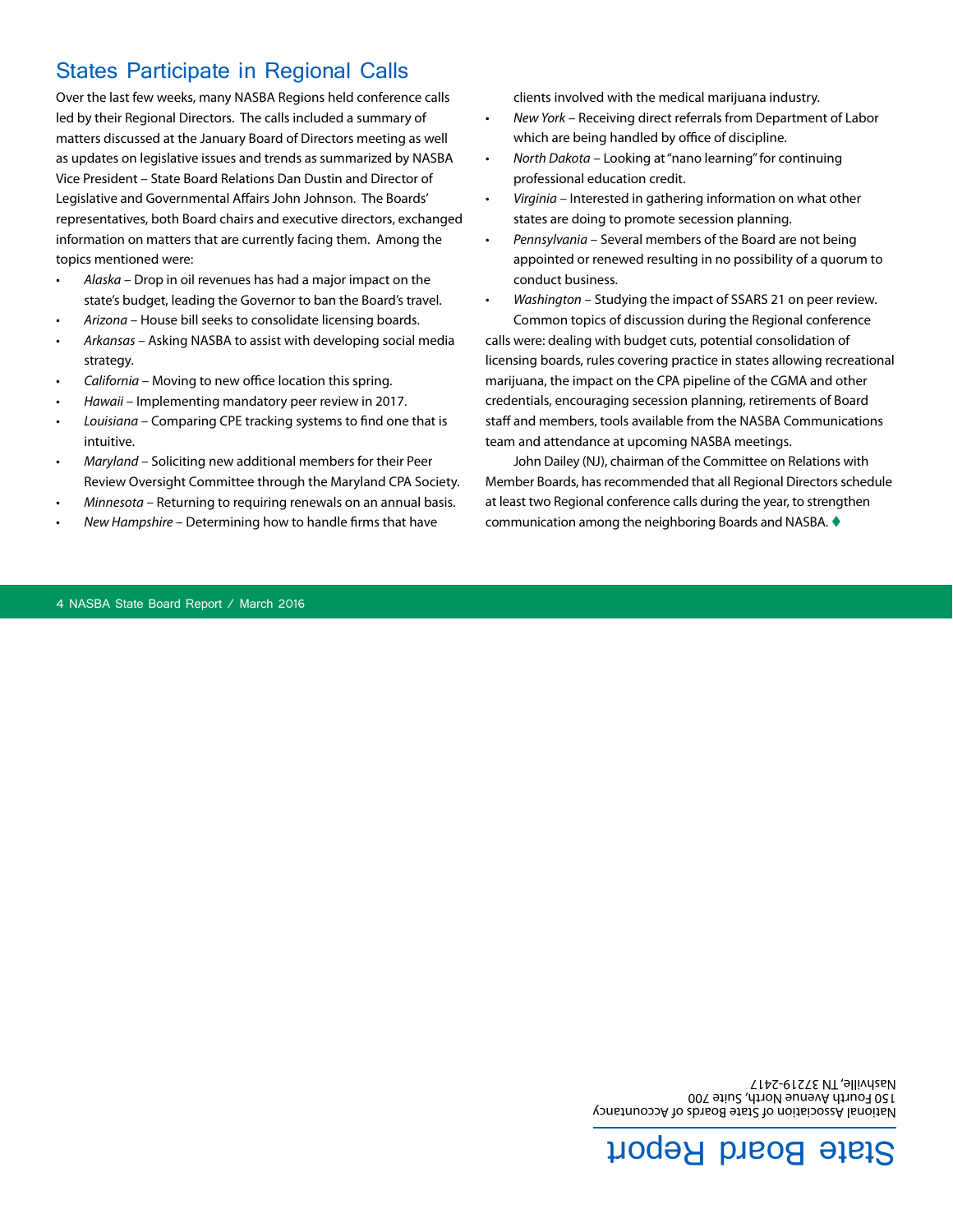## States Participate in Regional Calls

Over the last few weeks, many NASBA Regions held conference calls led by their Regional Directors. The calls included a summary of matters discussed at the January Board of Directors meeting as well as updates on legislative issues and trends as summarized by NASBA Vice President – State Board Relations Dan Dustin and Director of Legislative and Governmental Affairs John Johnson. The Boards' representatives, both Board chairs and executive directors, exchanged information on matters that are currently facing them. Among the topics mentioned were:

- *Alaska* – Drop in oil revenues has had a major impact on the state's budget, leading the Governor to ban the Board's travel.
- *Arizona* – House bill seeks to consolidate licensing boards.
- *Arkansas* – Asking NASBA to assist with developing social media strategy.
- *California* – Moving to new office location this spring.
- *Hawaii* – Implementing mandatory peer review in 2017.
- *Louisiana* – Comparing CPE tracking systems to find one that is intuitive.
- *Maryland* – Soliciting new additional members for their Peer Review Oversight Committee through the Maryland CPA Society.
- *Minnesota* – Returning to requiring renewals on an annual basis.
- *New Hampshire* – Determining how to handle firms that have clients involved with the medical marijuana industry.
- *New York* – Receiving direct referrals from Department of Labor which are being handled by office of discipline.
- *North Dakota* – Looking at "nano learning" for continuing professional education credit.
- *Virginia* – Interested in gathering information on what other states are doing to promote secession planning.
- *Pennsylvania* – Several members of the Board are not being appointed or renewed resulting in no possibility of a quorum to conduct business.
- *Washington* – Studying the impact of SSARS 21 on peer review.

Common topics of discussion during the Regional conference calls were: dealing with budget cuts, potential consolidation of licensing boards, rules covering practice in states allowing recreational marijuana, the impact on the CPA pipeline of the CGMA and other credentials, encouraging secession planning, retirements of Board staff and members, tools available from the NASBA Communications team and attendance at upcoming NASBA meetings.

John Dailey (NJ), chairman of the Committee on Relations with Member Boards, has recommended that all Regional Directors schedule at least two Regional conference calls during the year, to strengthen communication among the neighboring Boards and NASBA. ♦

State Board Report

National Association of State Boards of Accountancy
150 Fourth Avenue North, Suite 700
Nashville, TN 37219-2417